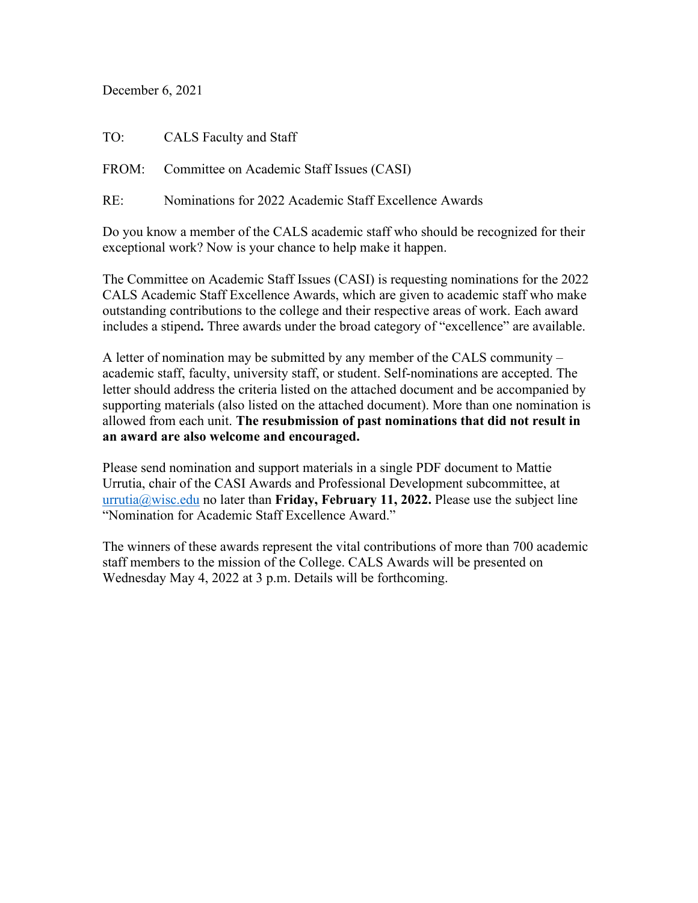December 6, 2021

TO: CALS Faculty and Staff

FROM: Committee on Academic Staff Issues (CASI)

RE: Nominations for 2022 Academic Staff Excellence Awards

Do you know a member of the CALS academic staff who should be recognized for their exceptional work? Now is your chance to help make it happen.

The Committee on Academic Staff Issues (CASI) is requesting nominations for the 2022 CALS Academic Staff Excellence Awards, which are given to academic staff who make outstanding contributions to the college and their respective areas of work. Each award includes a stipend**.** Three awards under the broad category of "excellence" are available.

A letter of nomination may be submitted by any member of the CALS community – academic staff, faculty, university staff, or student. Self-nominations are accepted. The letter should address the criteria listed on the attached document and be accompanied by supporting materials (also listed on the attached document). More than one nomination is allowed from each unit. **The resubmission of past nominations that did not result in an award are also welcome and encouraged.**

Please send nomination and support materials in a single PDF document to Mattie Urrutia, chair of the CASI Awards and Professional Development subcommittee, at urrutia@wisc.edu no later than **Friday, February 11, 2022.** Please use the subject line "Nomination for Academic Staff Excellence Award."

The winners of these awards represent the vital contributions of more than 700 academic staff members to the mission of the College. CALS Awards will be presented on Wednesday May 4, 2022 at 3 p.m. Details will be forthcoming.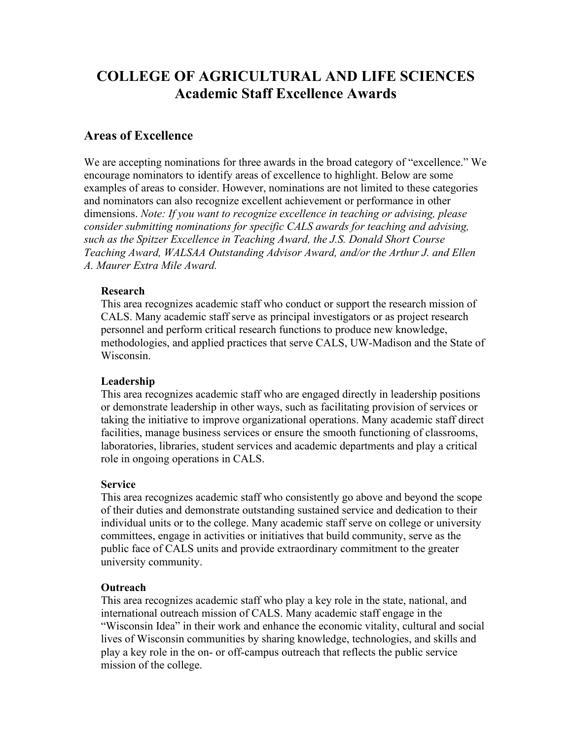# COLLEGE OF AGRICULTURAL AND LIFE SCIENCES
## Academic Staff Excellence Awards

### Areas of Excellence

We are accepting nominations for three awards in the broad category of "excellence." We encourage nominators to identify areas of excellence to highlight. Below are some examples of areas to consider. However, nominations are not limited to these categories and nominators can also recognize excellent achievement or performance in other dimensions. *Note: If you want to recognize excellence in teaching or advising, please consider submitting nominations for specific CALS awards for teaching and advising, such as the Spitzer Excellence in Teaching Award, the J.S. Donald Short Course Teaching Award, WALSAA Outstanding Advisor Award, and/or the Arthur J. and Ellen A. Maurer Extra Mile Award.*

**Research**
This area recognizes academic staff who conduct or support the research mission of CALS. Many academic staff serve as principal investigators or as project research personnel and perform critical research functions to produce new knowledge, methodologies, and applied practices that serve CALS, UW-Madison and the State of Wisconsin.

**Leadership**
This area recognizes academic staff who are engaged directly in leadership positions or demonstrate leadership in other ways, such as facilitating provision of services or taking the initiative to improve organizational operations. Many academic staff direct facilities, manage business services or ensure the smooth functioning of classrooms, laboratories, libraries, student services and academic departments and play a critical role in ongoing operations in CALS.

**Service**
This area recognizes academic staff who consistently go above and beyond the scope of their duties and demonstrate outstanding sustained service and dedication to their individual units or to the college. Many academic staff serve on college or university committees, engage in activities or initiatives that build community, serve as the public face of CALS units and provide extraordinary commitment to the greater university community.

**Outreach**
This area recognizes academic staff who play a key role in the state, national, and international outreach mission of CALS. Many academic staff engage in the "Wisconsin Idea" in their work and enhance the economic vitality, cultural and social lives of Wisconsin communities by sharing knowledge, technologies, and skills and play a key role in the on- or off-campus outreach that reflects the public service mission of the college.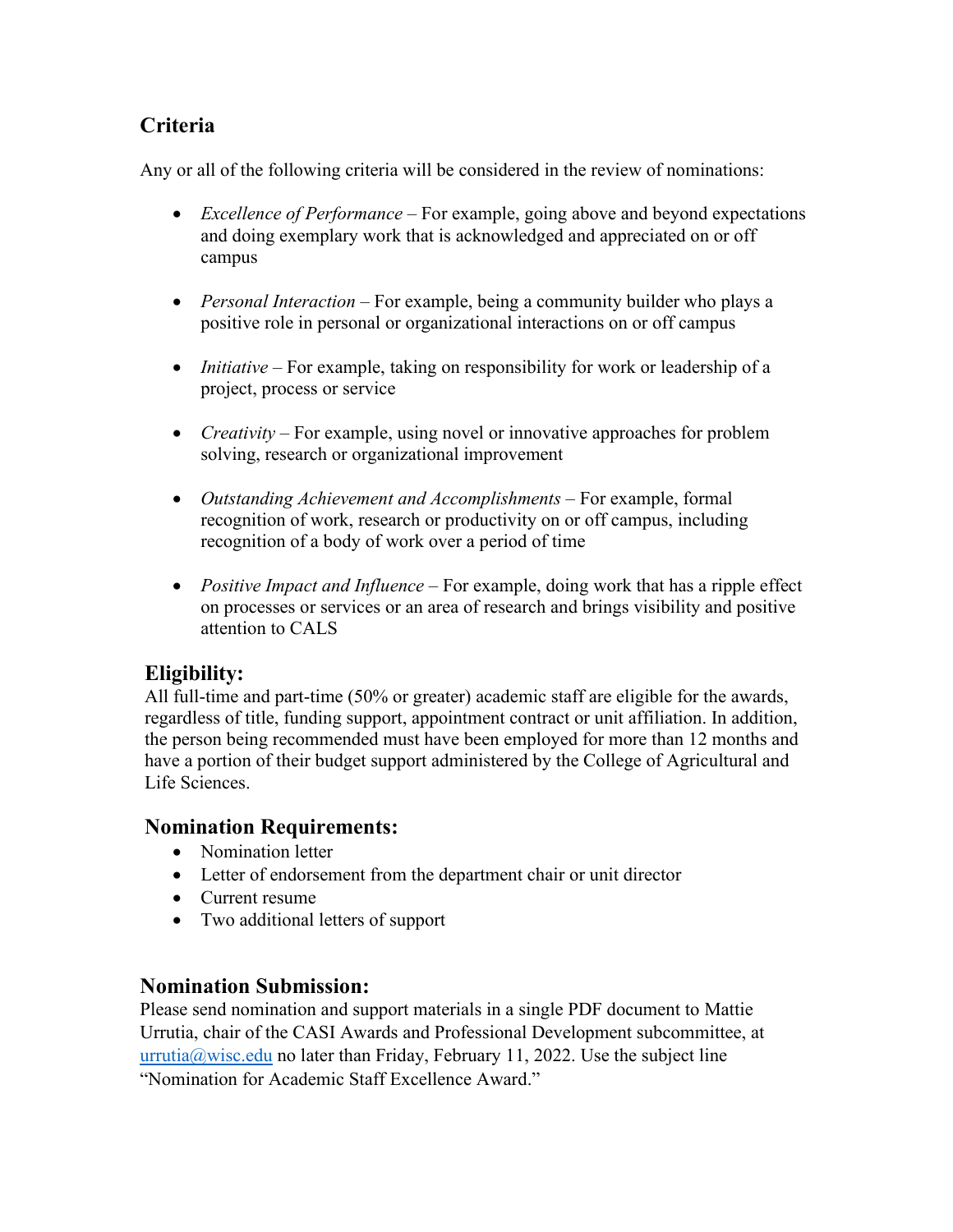## Criteria

Any or all of the following criteria will be considered in the review of nominations:

- *Excellence of Performance* – For example, going above and beyond expectations and doing exemplary work that is acknowledged and appreciated on or off campus
- *Personal Interaction* – For example, being a community builder who plays a positive role in personal or organizational interactions on or off campus
- *Initiative* – For example, taking on responsibility for work or leadership of a project, process or service
- *Creativity* – For example, using novel or innovative approaches for problem solving, research or organizational improvement
- *Outstanding Achievement and Accomplishments* – For example, formal recognition of work, research or productivity on or off campus, including recognition of a body of work over a period of time
- *Positive Impact and Influence* – For example, doing work that has a ripple effect on processes or services or an area of research and brings visibility and positive attention to CALS

## Eligibility:

All full-time and part-time (50% or greater) academic staff are eligible for the awards, regardless of title, funding support, appointment contract or unit affiliation. In addition, the person being recommended must have been employed for more than 12 months and have a portion of their budget support administered by the College of Agricultural and Life Sciences.

## Nomination Requirements:

- Nomination letter
- Letter of endorsement from the department chair or unit director
- Current resume
- Two additional letters of support

## Nomination Submission:

Please send nomination and support materials in a single PDF document to Mattie Urrutia, chair of the CASI Awards and Professional Development subcommittee, at urrutia@wisc.edu no later than Friday, February 11, 2022. Use the subject line "Nomination for Academic Staff Excellence Award."